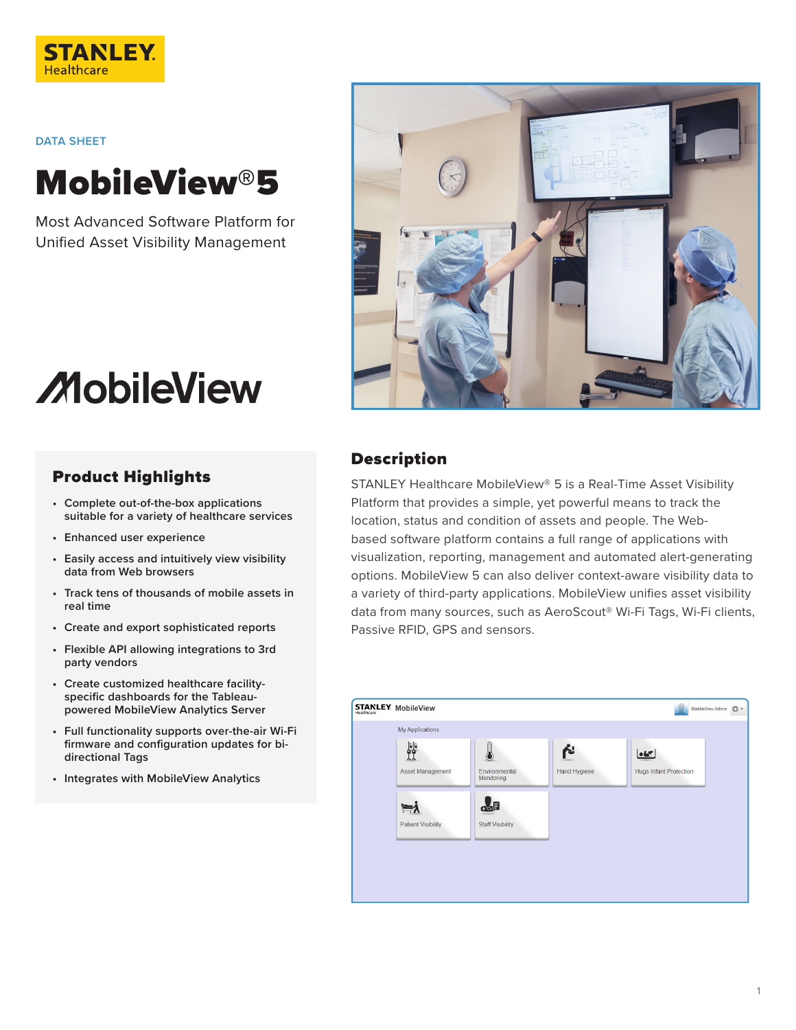DATA SHEET

# MobileView®5

Most Advanced Software Platform for Unified Asset Visibility Management

## Product Highlights

- Complete out-of-the-box applications suitable for a variety of healthcare services
- Enhanced user experience
- Easily access and intuitively view visibility data from Web browsers
- Track tens of thousands of mobile assets in real time
- Create and export sophisticated reports
- Flexible API allowing integrations to 3rd party vendors
- Create customized healthcare facility-specific dashboards for the Tableau-powered MobileView Analytics Server
- Full functionality supports over-the-air Wi-Fi firmware and configuration updates for bi-directional Tags
- Integrates with MobileView Analytics

## Description

STANLEY Healthcare MobileView® 5 is a Real-Time Asset Visibility Platform that provides a simple, yet powerful means to track the location, status and condition of assets and people. The Web-based software platform contains a full range of applications with visualization, reporting, management and automated alert-generating options. MobileView 5 can also deliver context-aware visibility data to a variety of third-party applications. MobileView unifies asset visibility data from many sources, such as AeroScout® Wi-Fi Tags, Wi-Fi clients, Passive RFID, GPS and sensors.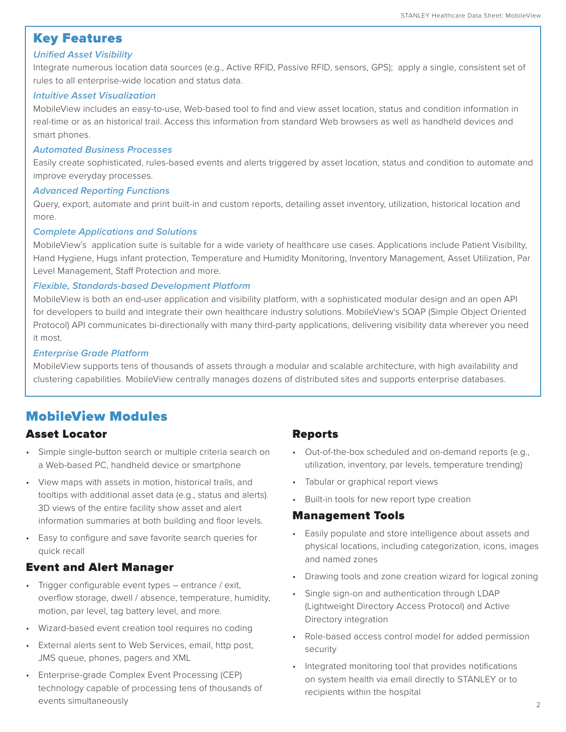## Key Features

### *Unified Asset Visibility*

Integrate numerous location data sources (e.g., Active RFID, Passive RFID, sensors, GPS); apply a single, consistent set of rules to all enterprise-wide location and status data.

### *Intuitive Asset Visualization*

MobileView includes an easy-to-use, Web-based tool to find and view asset location, status and condition information in real-time or as an historical trail. Access this information from standard Web browsers as well as handheld devices and smart phones.

### *Automated Business Processes*

Easily create sophisticated, rules-based events and alerts triggered by asset location, status and condition to automate and improve everyday processes.

### *Advanced Reporting Functions*

Query, export, automate and print built-in and custom reports, detailing asset inventory, utilization, historical location and more.

### *Complete Applications and Solutions*

MobileView's application suite is suitable for a wide variety of healthcare use cases. Applications include Patient Visibility, Hand Hygiene, Hugs infant protection, Temperature and Humidity Monitoring, Inventory Management, Asset Utilization, Par Level Management, Staff Protection and more.

### *Flexible, Standards-based Development Platform*

MobileView is both an end-user application and visibility platform, with a sophisticated modular design and an open API for developers to build and integrate their own healthcare industry solutions. MobileView's SOAP (Simple Object Oriented Protocol) API communicates bi-directionally with many third-party applications, delivering visibility data wherever you need it most.

### *Enterprise Grade Platform*

MobileView supports tens of thousands of assets through a modular and scalable architecture, with high availability and clustering capabilities. MobileView centrally manages dozens of distributed sites and supports enterprise databases.

## MobileView Modules

### Asset Locator

- Simple single-button search or multiple criteria search on a Web-based PC, handheld device or smartphone
- View maps with assets in motion, historical trails, and tooltips with additional asset data (e.g., status and alerts). 3D views of the entire facility show asset and alert information summaries at both building and floor levels.
- Easy to configure and save favorite search queries for quick recall

### Event and Alert Manager

- Trigger configurable event types – entrance / exit, overflow storage, dwell / absence, temperature, humidity, motion, par level, tag battery level, and more.
- Wizard-based event creation tool requires no coding
- External alerts sent to Web Services, email, http post, JMS queue, phones, pagers and XML
- Enterprise-grade Complex Event Processing (CEP) technology capable of processing tens of thousands of events simultaneously

### Reports

- Out-of-the-box scheduled and on-demand reports (e.g., utilization, inventory, par levels, temperature trending)
- Tabular or graphical report views
- Built-in tools for new report type creation

### Management Tools

- Easily populate and store intelligence about assets and physical locations, including categorization, icons, images and named zones
- Drawing tools and zone creation wizard for logical zoning
- Single sign-on and authentication through LDAP (Lightweight Directory Access Protocol) and Active Directory integration
- Role-based access control model for added permission security
- Integrated monitoring tool that provides notifications on system health via email directly to STANLEY or to recipients within the hospital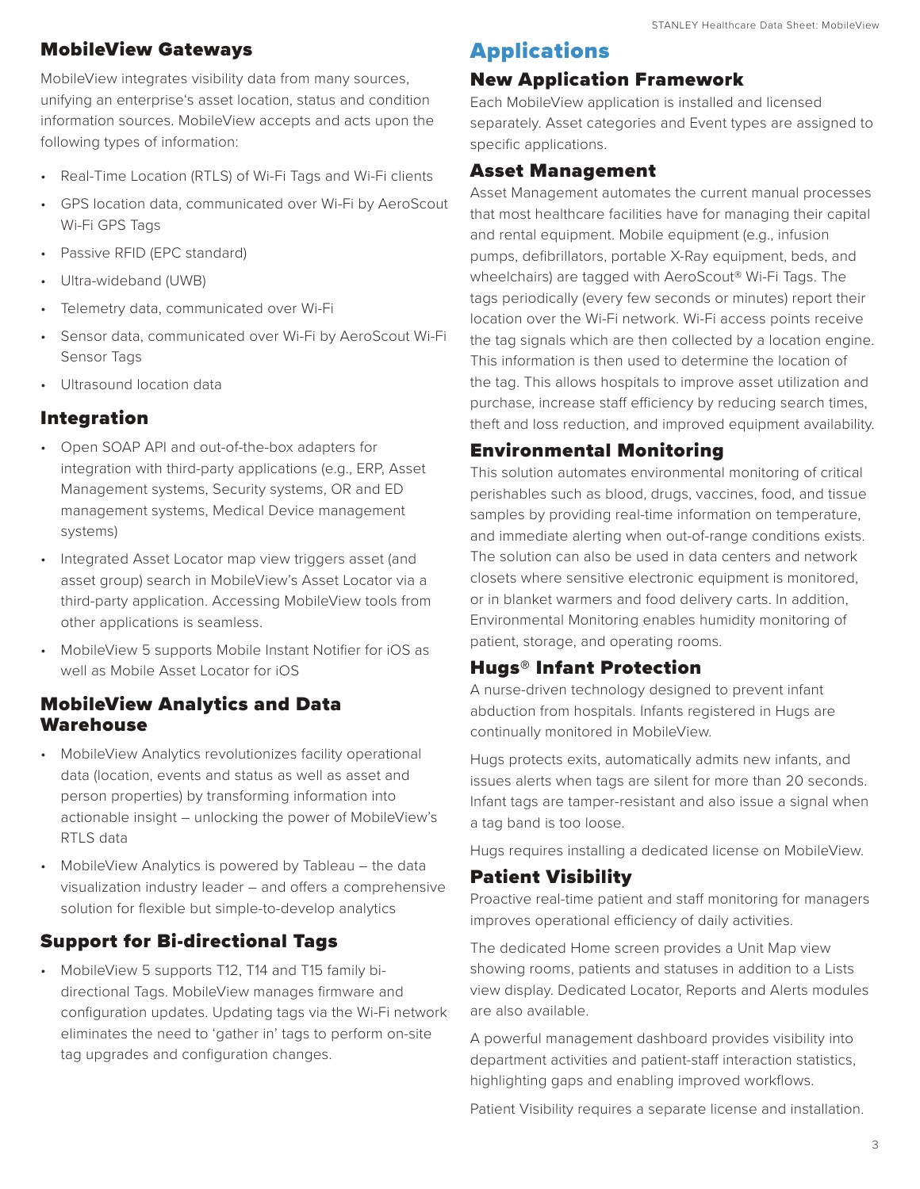## MobileView Gateways

MobileView integrates visibility data from many sources, unifying an enterprise's asset location, status and condition information sources. MobileView accepts and acts upon the following types of information:

- Real-Time Location (RTLS) of Wi-Fi Tags and Wi-Fi clients
- GPS location data, communicated over Wi-Fi by AeroScout Wi-Fi GPS Tags
- Passive RFID (EPC standard)
- Ultra-wideband (UWB)
- Telemetry data, communicated over Wi-Fi
- Sensor data, communicated over Wi-Fi by AeroScout Wi-Fi Sensor Tags
- Ultrasound location data

## Integration

- Open SOAP API and out-of-the-box adapters for integration with third-party applications (e.g., ERP, Asset Management systems, Security systems, OR and ED management systems, Medical Device management systems)
- Integrated Asset Locator map view triggers asset (and asset group) search in MobileView's Asset Locator via a third-party application. Accessing MobileView tools from other applications is seamless.
- MobileView 5 supports Mobile Instant Notifier for iOS as well as Mobile Asset Locator for iOS

## MobileView Analytics and Data Warehouse

- MobileView Analytics revolutionizes facility operational data (location, events and status as well as asset and person properties) by transforming information into actionable insight – unlocking the power of MobileView's RTLS data
- MobileView Analytics is powered by Tableau – the data visualization industry leader – and offers a comprehensive solution for flexible but simple-to-develop analytics

## Support for Bi-directional Tags

- MobileView 5 supports T12, T14 and T15 family bi-directional Tags. MobileView manages firmware and configuration updates. Updating tags via the Wi-Fi network eliminates the need to 'gather in' tags to perform on-site tag upgrades and configuration changes.

# Applications

## New Application Framework

Each MobileView application is installed and licensed separately. Asset categories and Event types are assigned to specific applications.

## Asset Management

Asset Management automates the current manual processes that most healthcare facilities have for managing their capital and rental equipment. Mobile equipment (e.g., infusion pumps, defibrillators, portable X-Ray equipment, beds, and wheelchairs) are tagged with AeroScout® Wi-Fi Tags. The tags periodically (every few seconds or minutes) report their location over the Wi-Fi network. Wi-Fi access points receive the tag signals which are then collected by a location engine. This information is then used to determine the location of the tag. This allows hospitals to improve asset utilization and purchase, increase staff efficiency by reducing search times, theft and loss reduction, and improved equipment availability.

## Environmental Monitoring

This solution automates environmental monitoring of critical perishables such as blood, drugs, vaccines, food, and tissue samples by providing real-time information on temperature, and immediate alerting when out-of-range conditions exists. The solution can also be used in data centers and network closets where sensitive electronic equipment is monitored, or in blanket warmers and food delivery carts. In addition, Environmental Monitoring enables humidity monitoring of patient, storage, and operating rooms.

## Hugs® Infant Protection

A nurse-driven technology designed to prevent infant abduction from hospitals. Infants registered in Hugs are continually monitored in MobileView.

Hugs protects exits, automatically admits new infants, and issues alerts when tags are silent for more than 20 seconds. Infant tags are tamper-resistant and also issue a signal when a tag band is too loose.

Hugs requires installing a dedicated license on MobileView.

## Patient Visibility

Proactive real-time patient and staff monitoring for managers improves operational efficiency of daily activities.

The dedicated Home screen provides a Unit Map view showing rooms, patients and statuses in addition to a Lists view display. Dedicated Locator, Reports and Alerts modules are also available.

A powerful management dashboard provides visibility into department activities and patient-staff interaction statistics, highlighting gaps and enabling improved workflows.

Patient Visibility requires a separate license and installation.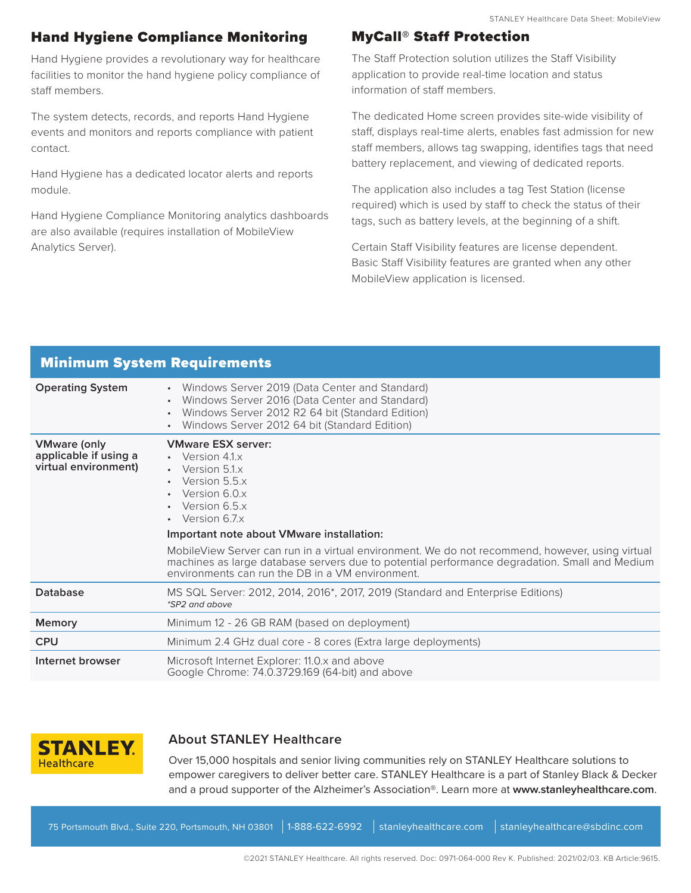## Hand Hygiene Compliance Monitoring

Hand Hygiene provides a revolutionary way for healthcare facilities to monitor the hand hygiene policy compliance of staff members.

The system detects, records, and reports Hand Hygiene events and monitors and reports compliance with patient contact.

Hand Hygiene has a dedicated locator alerts and reports module.

Hand Hygiene Compliance Monitoring analytics dashboards are also available (requires installation of MobileView Analytics Server).

## MyCall® Staff Protection

The Staff Protection solution utilizes the Staff Visibility application to provide real-time location and status information of staff members.

The dedicated Home screen provides site-wide visibility of staff, displays real-time alerts, enables fast admission for new staff members, allows tag swapping, identifies tags that need battery replacement, and viewing of dedicated reports.

The application also includes a tag Test Station (license required) which is used by staff to check the status of their tags, such as battery levels, at the beginning of a shift.

Certain Staff Visibility features are license dependent. Basic Staff Visibility features are granted when any other MobileView application is licensed.

## Minimum System Requirements

| | |
|---|---|
| **Operating System** | • Windows Server 2019 (Data Center and Standard)<br>• Windows Server 2016 (Data Center and Standard)<br>• Windows Server 2012 R2 64 bit (Standard Edition)<br>• Windows Server 2012 64 bit (Standard Edition) |
| **VMware (only applicable if using a virtual environment)** | **VMware ESX server:**<br>• Version 4.1.x<br>• Version 5.1.x<br>• Version 5.5.x<br>• Version 6.0.x<br>• Version 6.5.x<br>• Version 6.7.x<br>**Important note about VMware installation:**<br>MobileView Server can run in a virtual environment. We do not recommend, however, using virtual machines as large database servers due to potential performance degradation. Small and Medium environments can run the DB in a VM environment. |
| **Database** | MS SQL Server: 2012, 2014, 2016*, 2017, 2019 (Standard and Enterprise Editions)<br>*\*SP2 and above* |
| **Memory** | Minimum 12 - 26 GB RAM (based on deployment) |
| **CPU** | Minimum 2.4 GHz dual core - 8 cores (Extra large deployments) |
| **Internet browser** | Microsoft Internet Explorer: 11.0.x and above<br>Google Chrome: 74.0.3729.169 (64-bit) and above |

STANLEY Healthcare

### About STANLEY Healthcare

Over 15,000 hospitals and senior living communities rely on STANLEY Healthcare solutions to empower caregivers to deliver better care. STANLEY Healthcare is a part of Stanley Black & Decker and a proud supporter of the Alzheimer's Association®. Learn more at **www.stanleyhealthcare.com**.

75 Portsmouth Blvd., Suite 220, Portsmouth, NH 03801 | 1-888-622-6992 | stanleyhealthcare.com | stanleyhealthcare@sbdinc.com

©2021 STANLEY Healthcare. All rights reserved. Doc: 0971-064-000 Rev K. Published: 2021/02/03. KB Article:9615.